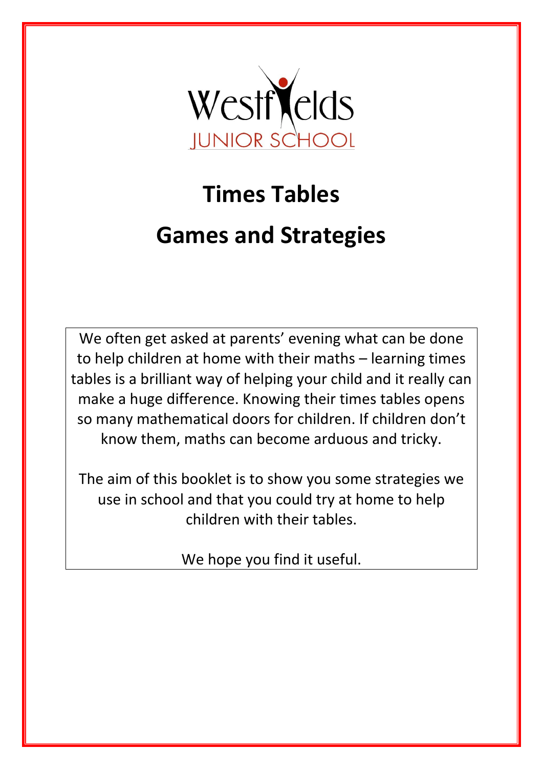Westfields

JUNIOR SCHOOL

# Times Tables

# Games and Strategies

We often get asked at parents' evening what can be done to help children at home with their maths – learning times tables is a brilliant way of helping your child and it really can make a huge difference. Knowing their times tables opens so many mathematical doors for children. If children don't know them, maths can become arduous and tricky.

The aim of this booklet is to show you some strategies we use in school and that you could try at home to help children with their tables.

We hope you find it useful.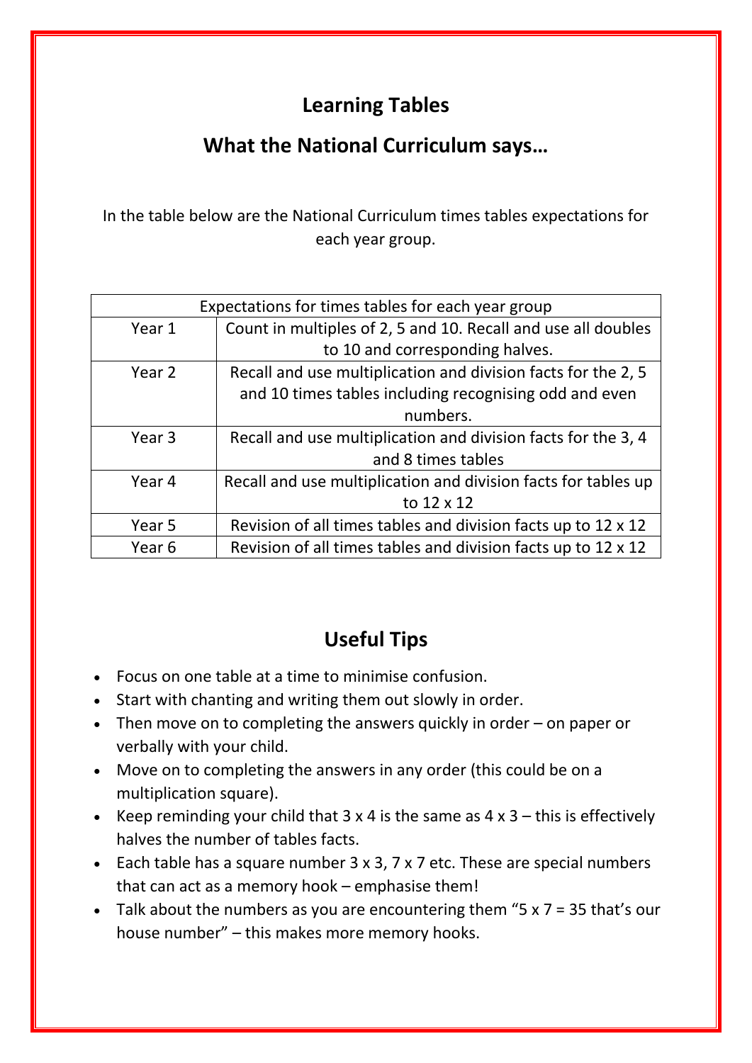# Learning Tables

## What the National Curriculum says…

In the table below are the National Curriculum times tables expectations for each year group.

| Expectations for times tables for each year group | |
|---|---|
| Year 1 | Count in multiples of 2, 5 and 10. Recall and use all doubles to 10 and corresponding halves. |
| Year 2 | Recall and use multiplication and division facts for the 2, 5 and 10 times tables including recognising odd and even numbers. |
| Year 3 | Recall and use multiplication and division facts for the 3, 4 and 8 times tables |
| Year 4 | Recall and use multiplication and division facts for tables up to 12 x 12 |
| Year 5 | Revision of all times tables and division facts up to 12 x 12 |
| Year 6 | Revision of all times tables and division facts up to 12 x 12 |

## Useful Tips

- Focus on one table at a time to minimise confusion.
- Start with chanting and writing them out slowly in order.
- Then move on to completing the answers quickly in order – on paper or verbally with your child.
- Move on to completing the answers in any order (this could be on a multiplication square).
- Keep reminding your child that 3 x 4 is the same as 4 x 3 – this is effectively halves the number of tables facts.
- Each table has a square number 3 x 3, 7 x 7 etc. These are special numbers that can act as a memory hook – emphasise them!
- Talk about the numbers as you are encountering them "5 x 7 = 35 that's our house number" – this makes more memory hooks.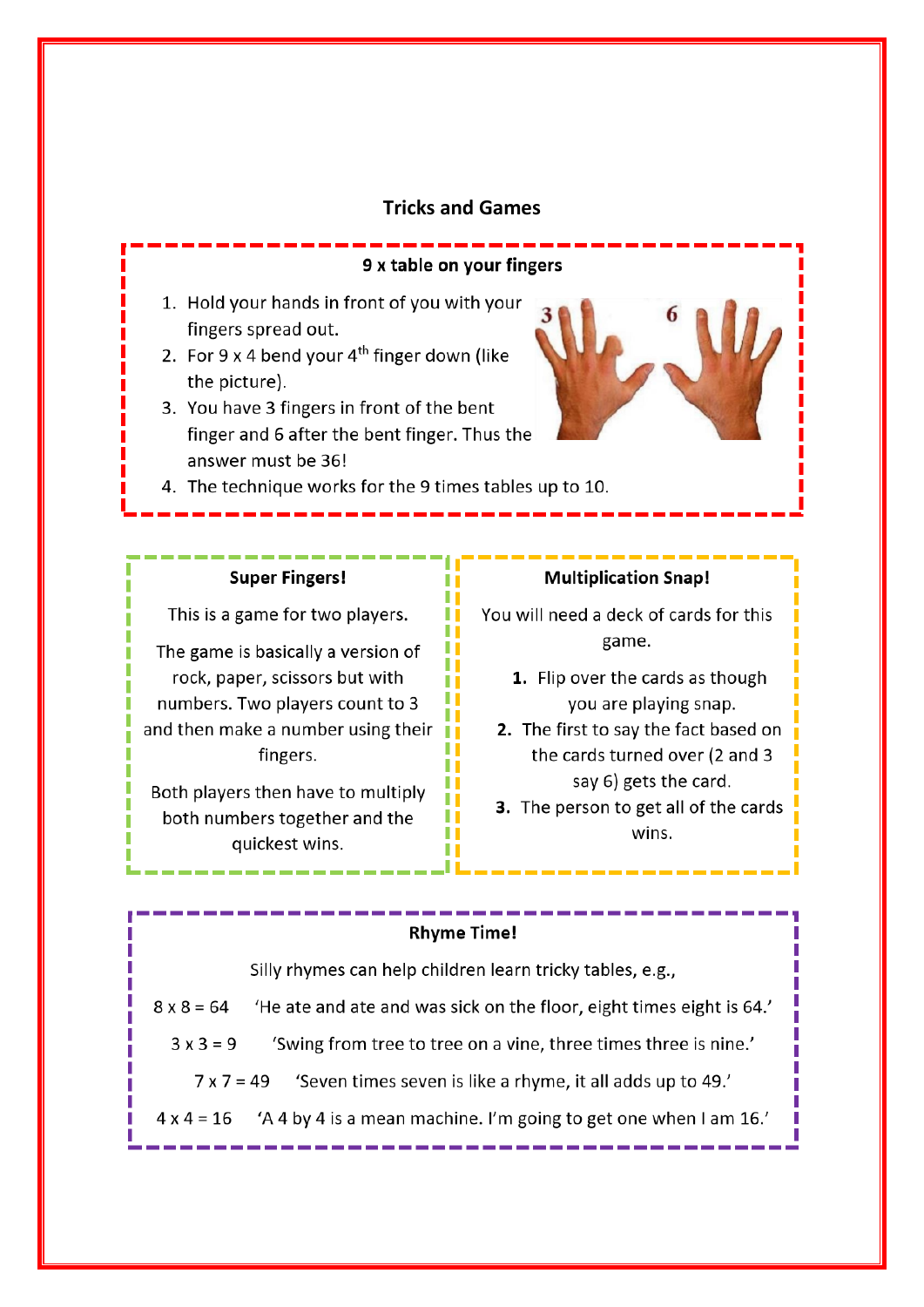# Tricks and Games

## 9 x table on your fingers

1. Hold your hands in front of you with your fingers spread out.
2. For 9 x 4 bend your 4th finger down (like the picture).
3. You have 3 fingers in front of the bent finger and 6 after the bent finger. Thus the answer must be 36!
4. The technique works for the 9 times tables up to 10.

## Super Fingers!

This is a game for two players.

The game is basically a version of rock, paper, scissors but with numbers. Two players count to 3 and then make a number using their fingers.

Both players then have to multiply both numbers together and the quickest wins.

## Multiplication Snap!

You will need a deck of cards for this game.

1. Flip over the cards as though you are playing snap.
2. The first to say the fact based on the cards turned over (2 and 3 say 6) gets the card.
3. The person to get all of the cards wins.

## Rhyme Time!

Silly rhymes can help children learn tricky tables, e.g.,

8 x 8 = 64 ‘He ate and ate and was sick on the floor, eight times eight is 64.’

3 x 3 = 9 ‘Swing from tree to tree on a vine, three times three is nine.’

7 x 7 = 49 ‘Seven times seven is like a rhyme, it all adds up to 49.’

4 x 4 = 16 ‘A 4 by 4 is a mean machine. I’m going to get one when I am 16.’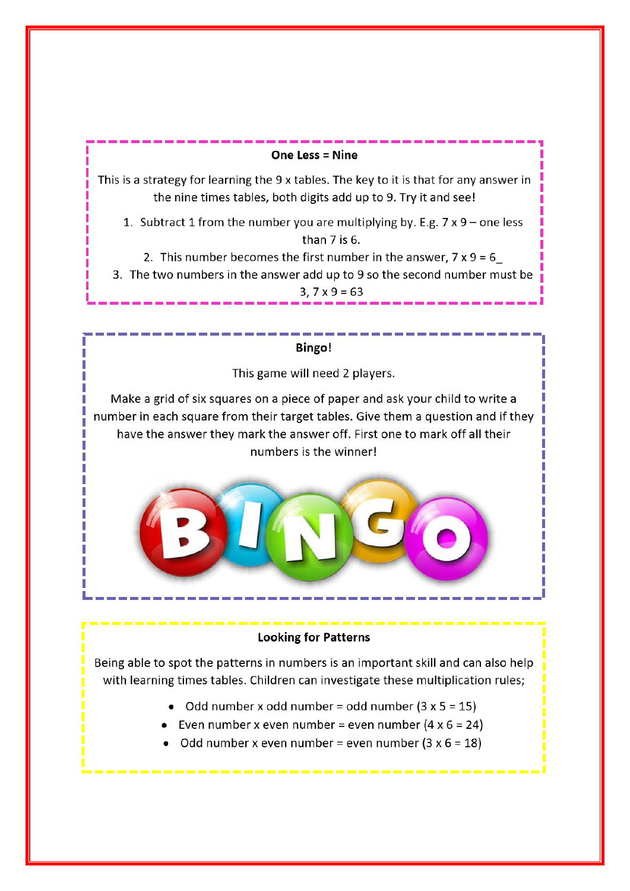## One Less = Nine

This is a strategy for learning the 9 x tables. The key to it is that for any answer in the nine times tables, both digits add up to 9. Try it and see!

1. Subtract 1 from the number you are multiplying by. E.g. 7 x 9 – one less than 7 is 6.
2. This number becomes the first number in the answer, 7 x 9 = 6_
3. The two numbers in the answer add up to 9 so the second number must be 3, 7 x 9 = 63

## Bingo!

This game will need 2 players.

Make a grid of six squares on a piece of paper and ask your child to write a number in each square from their target tables. Give them a question and if they have the answer they mark the answer off. First one to mark off all their numbers is the winner!

## Looking for Patterns

Being able to spot the patterns in numbers is an important skill and can also help with learning times tables. Children can investigate these multiplication rules;

- Odd number x odd number = odd number (3 x 5 = 15)
- Even number x even number = even number (4 x 6 = 24)
- Odd number x even number = even number (3 x 6 = 18)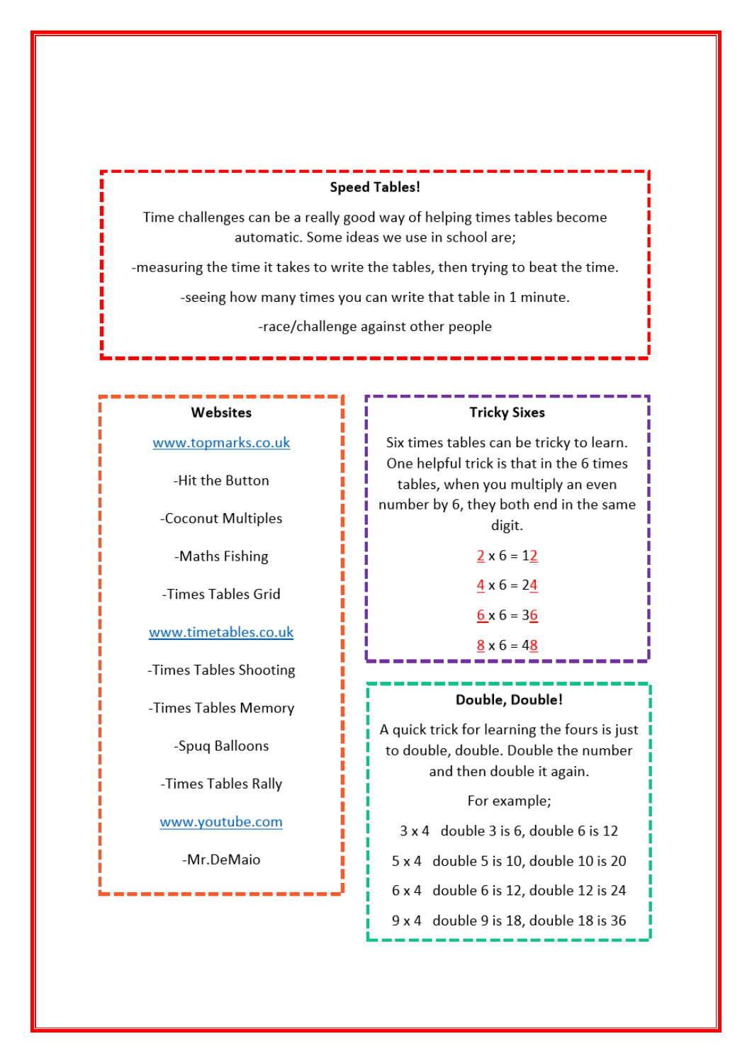## Speed Tables!

Time challenges can be a really good way of helping times tables become automatic. Some ideas we use in school are;

-measuring the time it takes to write the tables, then trying to beat the time.

-seeing how many times you can write that table in 1 minute.

-race/challenge against other people

## Websites

www.topmarks.co.uk

-Hit the Button

-Coconut Multiples

-Maths Fishing

-Times Tables Grid

www.timetables.co.uk

-Times Tables Shooting

-Times Tables Memory

-Spuq Balloons

-Times Tables Rally

www.youtube.com

-Mr.DeMaio

## Tricky Sixes

Six times tables can be tricky to learn. One helpful trick is that in the 6 times tables, when you multiply an even number by 6, they both end in the same digit.

2 x 6 = 12

4 x 6 = 24

6 x 6 = 36

8 x 6 = 48

## Double, Double!

A quick trick for learning the fours is just to double, double. Double the number and then double it again.

For example;

3 x 4 double 3 is 6, double 6 is 12

5 x 4 double 5 is 10, double 10 is 20

6 x 4 double 6 is 12, double 12 is 24

9 x 4 double 9 is 18, double 18 is 36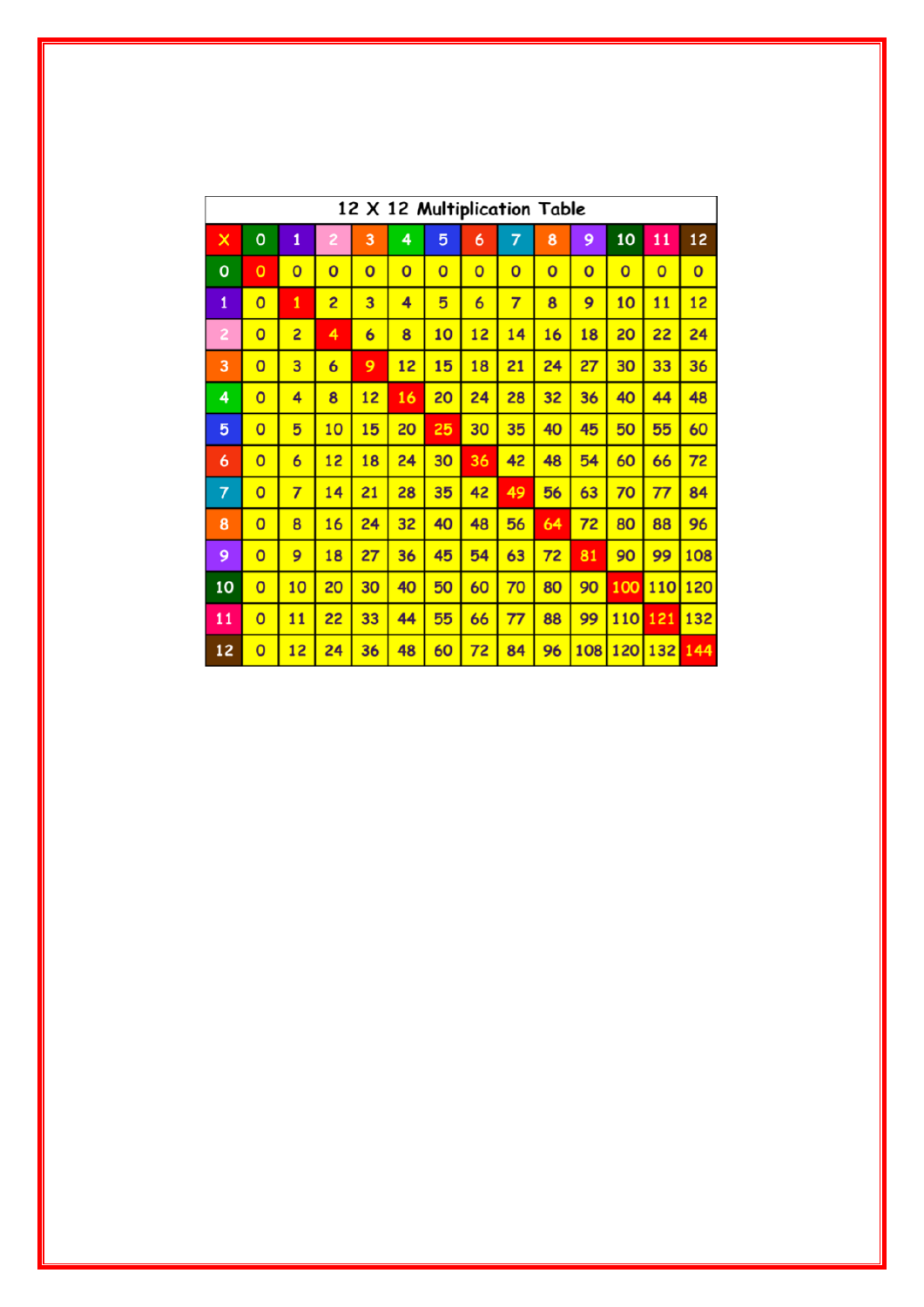**12 X 12 Multiplication Table**

| X | 0 | 1 | 2 | 3 | 4 | 5 | 6 | 7 | 8 | 9 | 10 | 11 | 12 |
|---|---|---|---|---|---|---|---|---|---|---|---|---|---|
| 0 | 0 | 0 | 0 | 0 | 0 | 0 | 0 | 0 | 0 | 0 | 0 | 0 | 0 |
| 1 | 0 | 1 | 2 | 3 | 4 | 5 | 6 | 7 | 8 | 9 | 10 | 11 | 12 |
| 2 | 0 | 2 | 4 | 6 | 8 | 10 | 12 | 14 | 16 | 18 | 20 | 22 | 24 |
| 3 | 0 | 3 | 6 | 9 | 12 | 15 | 18 | 21 | 24 | 27 | 30 | 33 | 36 |
| 4 | 0 | 4 | 8 | 12 | 16 | 20 | 24 | 28 | 32 | 36 | 40 | 44 | 48 |
| 5 | 0 | 5 | 10 | 15 | 20 | 25 | 30 | 35 | 40 | 45 | 50 | 55 | 60 |
| 6 | 0 | 6 | 12 | 18 | 24 | 30 | 36 | 42 | 48 | 54 | 60 | 66 | 72 |
| 7 | 0 | 7 | 14 | 21 | 28 | 35 | 42 | 49 | 56 | 63 | 70 | 77 | 84 |
| 8 | 0 | 8 | 16 | 24 | 32 | 40 | 48 | 56 | 64 | 72 | 80 | 88 | 96 |
| 9 | 0 | 9 | 18 | 27 | 36 | 45 | 54 | 63 | 72 | 81 | 90 | 99 | 108 |
| 10 | 0 | 10 | 20 | 30 | 40 | 50 | 60 | 70 | 80 | 90 | 100 | 110 | 120 |
| 11 | 0 | 11 | 22 | 33 | 44 | 55 | 66 | 77 | 88 | 99 | 110 | 121 | 132 |
| 12 | 0 | 12 | 24 | 36 | 48 | 60 | 72 | 84 | 96 | 108 | 120 | 132 | 144 |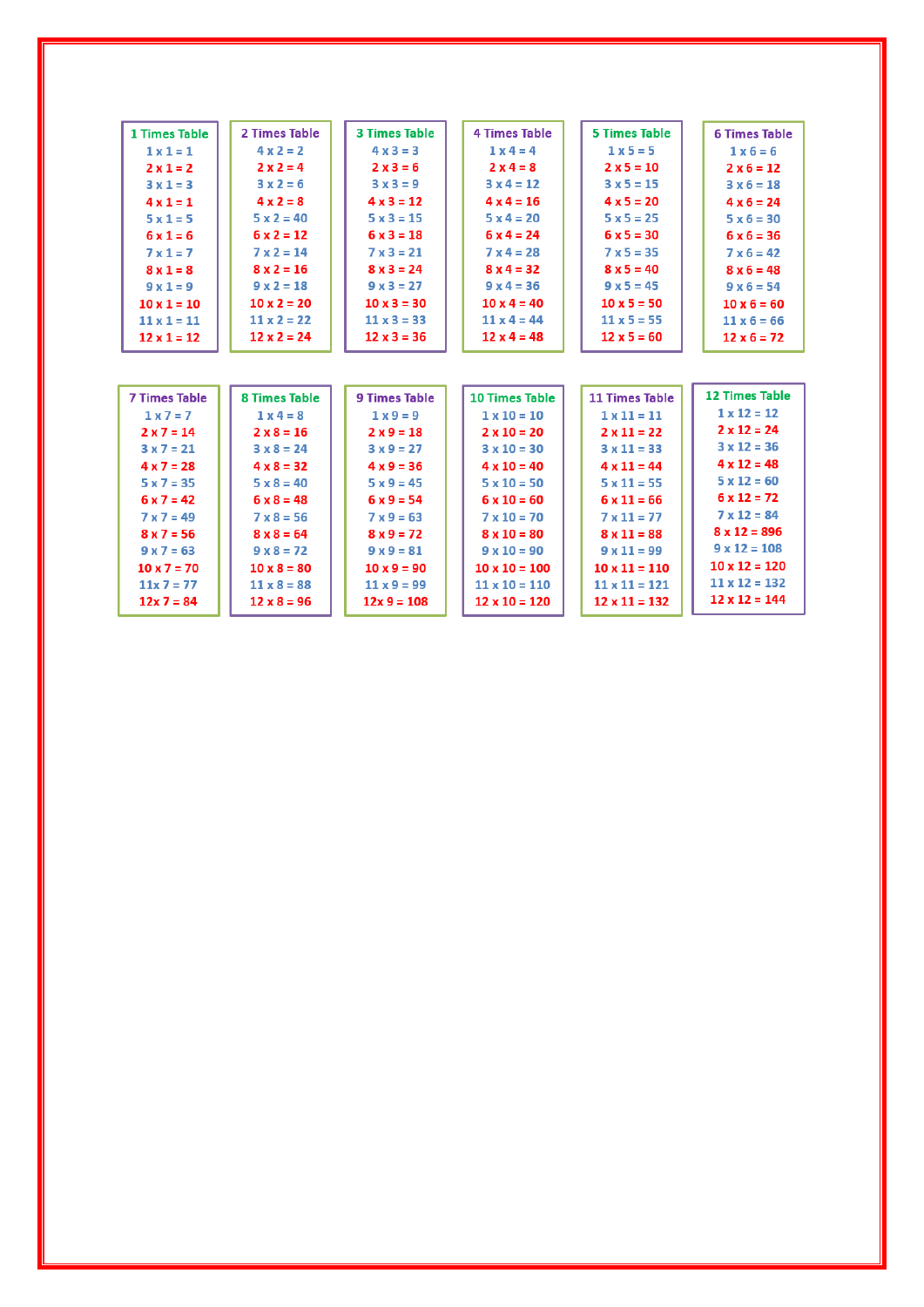| 1 Times Table | 2 Times Table | 3 Times Table | 4 Times Table | 5 Times Table | 6 Times Table |
|---|---|---|---|---|---|
| 1 x 1 = 1 | 4 x 2 = 2 | 4 x 3 = 3 | 1 x 4 = 4 | 1 x 5 = 5 | 1 x 6 = 6 |
| 2 x 1 = 2 | 2 x 2 = 4 | 2 x 3 = 6 | 2 x 4 = 8 | 2 x 5 = 10 | 2 x 6 = 12 |
| 3 x 1 = 3 | 3 x 2 = 6 | 3 x 3 = 9 | 3 x 4 = 12 | 3 x 5 = 15 | 3 x 6 = 18 |
| 4 x 1 = 1 | 4 x 2 = 8 | 4 x 3 = 12 | 4 x 4 = 16 | 4 x 5 = 20 | 4 x 6 = 24 |
| 5 x 1 = 5 | 5 x 2 = 40 | 5 x 3 = 15 | 5 x 4 = 20 | 5 x 5 = 25 | 5 x 6 = 30 |
| 6 x 1 = 6 | 6 x 2 = 12 | 6 x 3 = 18 | 6 x 4 = 24 | 6 x 5 = 30 | 6 x 6 = 36 |
| 7 x 1 = 7 | 7 x 2 = 14 | 7 x 3 = 21 | 7 x 4 = 28 | 7 x 5 = 35 | 7 x 6 = 42 |
| 8 x 1 = 8 | 8 x 2 = 16 | 8 x 3 = 24 | 8 x 4 = 32 | 8 x 5 = 40 | 8 x 6 = 48 |
| 9 x 1 = 9 | 9 x 2 = 18 | 9 x 3 = 27 | 9 x 4 = 36 | 9 x 5 = 45 | 9 x 6 = 54 |
| 10 x 1 = 10 | 10 x 2 = 20 | 10 x 3 = 30 | 10 x 4 = 40 | 10 x 5 = 50 | 10 x 6 = 60 |
| 11 x 1 = 11 | 11 x 2 = 22 | 11 x 3 = 33 | 11 x 4 = 44 | 11 x 5 = 55 | 11 x 6 = 66 |
| 12 x 1 = 12 | 12 x 2 = 24 | 12 x 3 = 36 | 12 x 4 = 48 | 12 x 5 = 60 | 12 x 6 = 72 |

| 7 Times Table | 8 Times Table | 9 Times Table | 10 Times Table | 11 Times Table | 12 Times Table |
|---|---|---|---|---|---|
| 1 x 7 = 7 | 1 x 4 = 8 | 1 x 9 = 9 | 1 x 10 = 10 | 1 x 11 = 11 | 1 x 12 = 12 |
| 2 x 7 = 14 | 2 x 8 = 16 | 2 x 9 = 18 | 2 x 10 = 20 | 2 x 11 = 22 | 2 x 12 = 24 |
| 3 x 7 = 21 | 3 x 8 = 24 | 3 x 9 = 27 | 3 x 10 = 30 | 3 x 11 = 33 | 3 x 12 = 36 |
| 4 x 7 = 28 | 4 x 8 = 32 | 4 x 9 = 36 | 4 x 10 = 40 | 4 x 11 = 44 | 4 x 12 = 48 |
| 5 x 7 = 35 | 5 x 8 = 40 | 5 x 9 = 45 | 5 x 10 = 50 | 5 x 11 = 55 | 5 x 12 = 60 |
| 6 x 7 = 42 | 6 x 8 = 48 | 6 x 9 = 54 | 6 x 10 = 60 | 6 x 11 = 66 | 6 x 12 = 72 |
| 7 x 7 = 49 | 7 x 8 = 56 | 7 x 9 = 63 | 7 x 10 = 70 | 7 x 11 = 77 | 7 x 12 = 84 |
| 8 x 7 = 56 | 8 x 8 = 64 | 8 x 9 = 72 | 8 x 10 = 80 | 8 x 11 = 88 | 8 x 12 = 896 |
| 9 x 7 = 63 | 9 x 8 = 72 | 9 x 9 = 81 | 9 x 10 = 90 | 9 x 11 = 99 | 9 x 12 = 108 |
| 10 x 7 = 70 | 10 x 8 = 80 | 10 x 9 = 90 | 10 x 10 = 100 | 10 x 11 = 110 | 10 x 12 = 120 |
| 11x 7 = 77 | 11 x 8 = 88 | 11 x 9 = 99 | 11 x 10 = 110 | 11 x 11 = 121 | 11 x 12 = 132 |
| 12x 7 = 84 | 12 x 8 = 96 | 12x 9 = 108 | 12 x 10 = 120 | 12 x 11 = 132 | 12 x 12 = 144 |